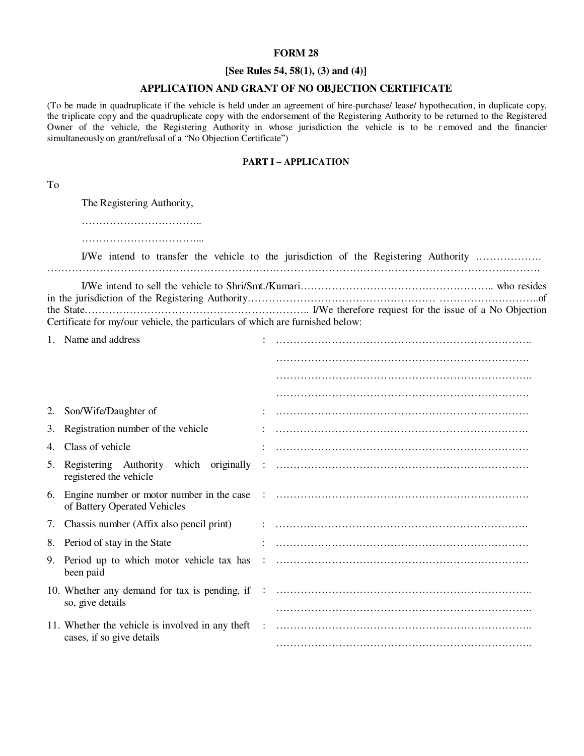# FORM 28

## [See Rules 54, 58(1), (3) and (4)]

## APPLICATION AND GRANT OF NO OBJECTION CERTIFICATE

(To be made in quadruplicate if the vehicle is held under an agreement of hire-purchase/ lease/ hypothecation, in duplicate copy, the triplicate copy and the quadruplicate copy with the endorsement of the Registering Authority to be returned to the Registered Owner of the vehicle, the Registering Authority in whose jurisdiction the vehicle is to be removed and the financier simultaneously on grant/refusal of a "No Objection Certificate")

### PART I – APPLICATION

To

The Registering Authority,

……………………………..

……………………………....

I/We intend to transfer the vehicle to the jurisdiction of the Registering Authority ………………. ……………………………………………………………………………………………………………………

I/We intend to sell the vehicle to Shri/Smt./Kumari……………………………………………….. who resides in the jurisdiction of the Registering Authority…………………………………………… ……………………….of the State……………………………………………………….. I/We therefore request for the issue of a No Objection Certificate for my/our vehicle, the particulars of which are furnished below:

1. Name and address : ………………………………………………………………..
   ……………………………………………………………….
   ………………………………………………………………..
   ……………………………………………………………….
2. Son/Wife/Daughter of : ……………………………………………………………….
3. Registration number of the vehicle : ……………………………………………………………….
4. Class of vehicle : ……………………………………………………………….
5. Registering Authority which originally registered the vehicle : ……………………………………………………………….
6. Engine number or motor number in the case of Battery Operated Vehicles : ……………………………………………………………….
7. Chassis number (Affix also pencil print) : ……………………………………………………………….
8. Period of stay in the State : ……………………………………………………………….
9. Period up to which motor vehicle tax has been paid : ……………………………………………………………….
10. Whether any demand for tax is pending, if so, give details : ………………………………………………………………..
    ………………………………………………………………..
11. Whether the vehicle is involved in any theft cases, if so give details : ………………………………………………………………..
    ………………………………………………………………..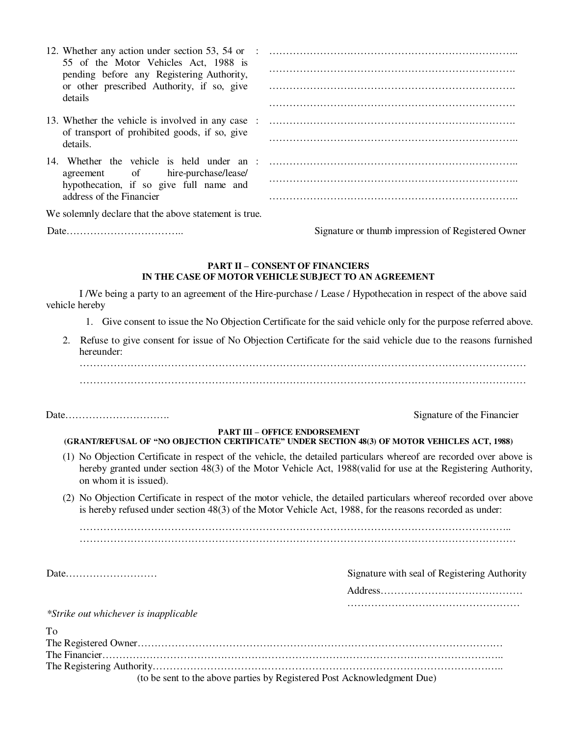12. Whether any action under section 53, 54 or 55 of the Motor Vehicles Act, 1988 is pending before any Registering Authority, or other prescribed Authority, if so, give details : ……………………………………………………………………..
……………………………………………………………………..
……………………………………………………………………..
……………………………………………………………………..

13. Whether the vehicle is involved in any case of transport of prohibited goods, if so, give details. : ……………………………………………………………………..
……………………………………………………………………..

14. Whether the vehicle is held under an agreement of hire-purchase/lease/ hypothecation, if so give full name and address of the Financier : ……………………………………………………………………..
……………………………………………………………………..
……………………………………………………………………..

We solemnly declare that the above statement is true.

Date……………………………..                                        Signature or thumb impression of Registered Owner

## PART II – CONSENT OF FINANCIERS IN THE CASE OF MOTOR VEHICLE SUBJECT TO AN AGREEMENT

I /We being a party to an agreement of the Hire-purchase / Lease / Hypothecation in respect of the above said vehicle hereby

1. Give consent to issue the No Objection Certificate for the said vehicle only for the purpose referred above.
2. Refuse to give consent for issue of No Objection Certificate for the said vehicle due to the reasons furnished hereunder:
………………………………………………………………………………………………………………
………………………………………………………………………………………………………………

Date………………………….                                        Signature of the Financier

## PART III – OFFICE ENDORSEMENT
### (GRANT/REFUSAL OF "NO OBJECTION CERTIFICATE" UNDER SECTION 48(3) OF MOTOR VEHICLES ACT, 1988)

(1) No Objection Certificate in respect of the vehicle, the detailed particulars whereof are recorded over above is hereby granted under section 48(3) of the Motor Vehicle Act, 1988(valid for use at the Registering Authority, on whom it is issued).

(2) No Objection Certificate in respect of the motor vehicle, the detailed particulars whereof recorded over above is hereby refused under section 48(3) of the Motor Vehicle Act, 1988, for the reasons recorded as under:

………………………………………………………………………………………………………………..
………………………………………………………………………………………………………………

Date………………………                                        Signature with seal of Registering Authority

Address……………………………………
……………………………………………

*\*Strike out whichever is inapplicable*

To
The Registered Owner…………………………………………………………………………………………
The Financier……………………………………………………………………………………………………..
The Registering Authority………………………………………………………………………………………..
(to be sent to the above parties by Registered Post Acknowledgment Due)